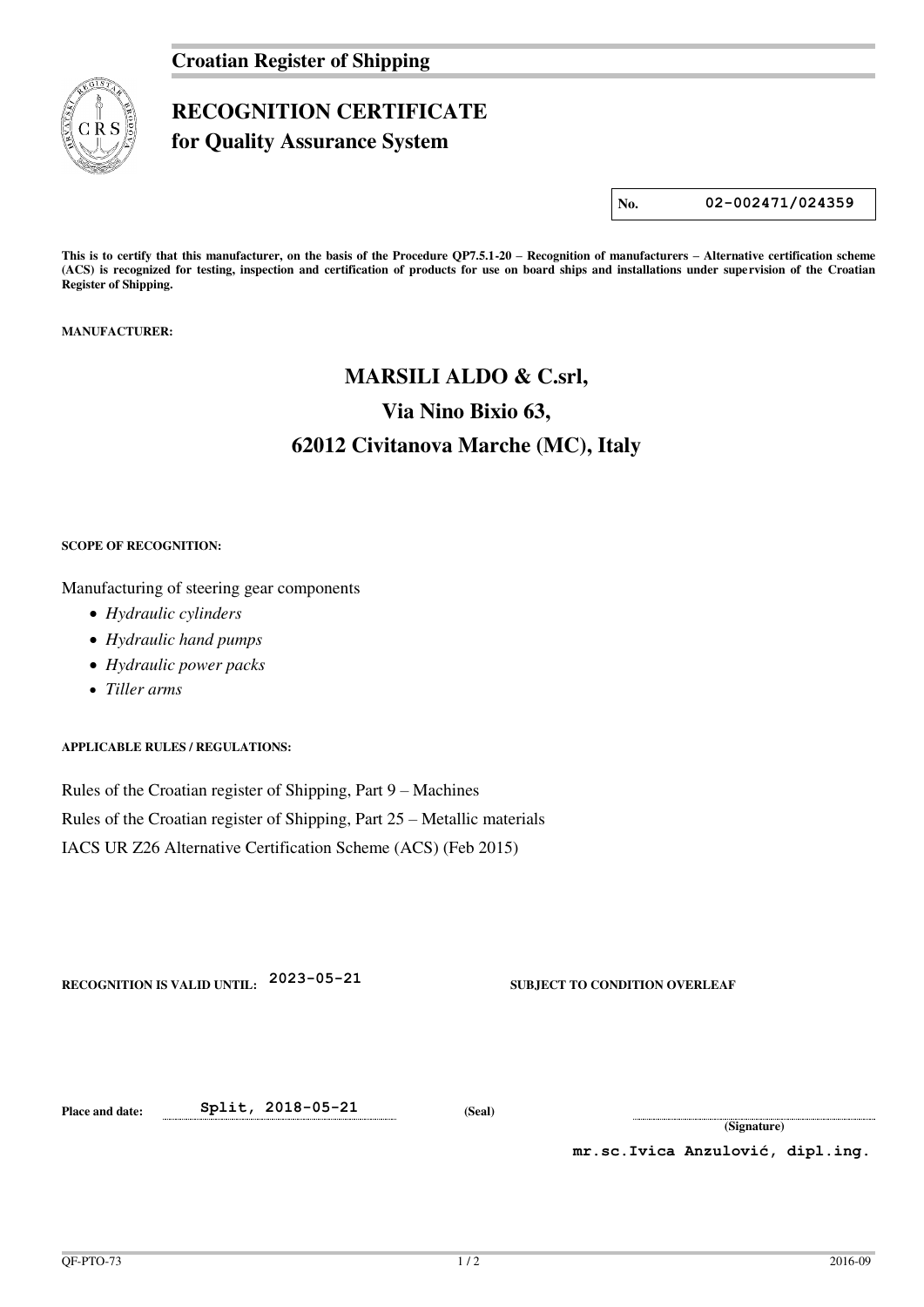## Croatian Register of Shipping

# RECOGNITION CERTIFICATE
## for Quality Assurance System

| No. | 02-002471/024359 |
|---|---|

**This is to certify that this manufacturer, on the basis of the Procedure QP7.5.1-20 – Recognition of manufacturers – Alternative certification scheme (ACS) is recognized for testing, inspection and certification of products for use on board ships and installations under supervision of the Croatian Register of Shipping.**

**MANUFACTURER:**

**MARSILI ALDO & C.srl,**

**Via Nino Bixio 63,**

**62012 Civitanova Marche (MC), Italy**

**SCOPE OF RECOGNITION:**

Manufacturing of steering gear components

- *Hydraulic cylinders*
- *Hydraulic hand pumps*
- *Hydraulic power packs*
- *Tiller arms*

**APPLICABLE RULES / REGULATIONS:**

Rules of the Croatian register of Shipping, Part 9 – Machines

Rules of the Croatian register of Shipping, Part 25 – Metallic materials

IACS UR Z26 Alternative Certification Scheme (ACS) (Feb 2015)

**RECOGNITION IS VALID UNTIL:** 2023-05-21 **SUBJECT TO CONDITION OVERLEAF**

**Place and date:** Split, 2018-05-21 **(Seal)**

**(Signature)**

mr.sc.Ivica Anzulović, dipl.ing.

QF-PTO-73 2016-09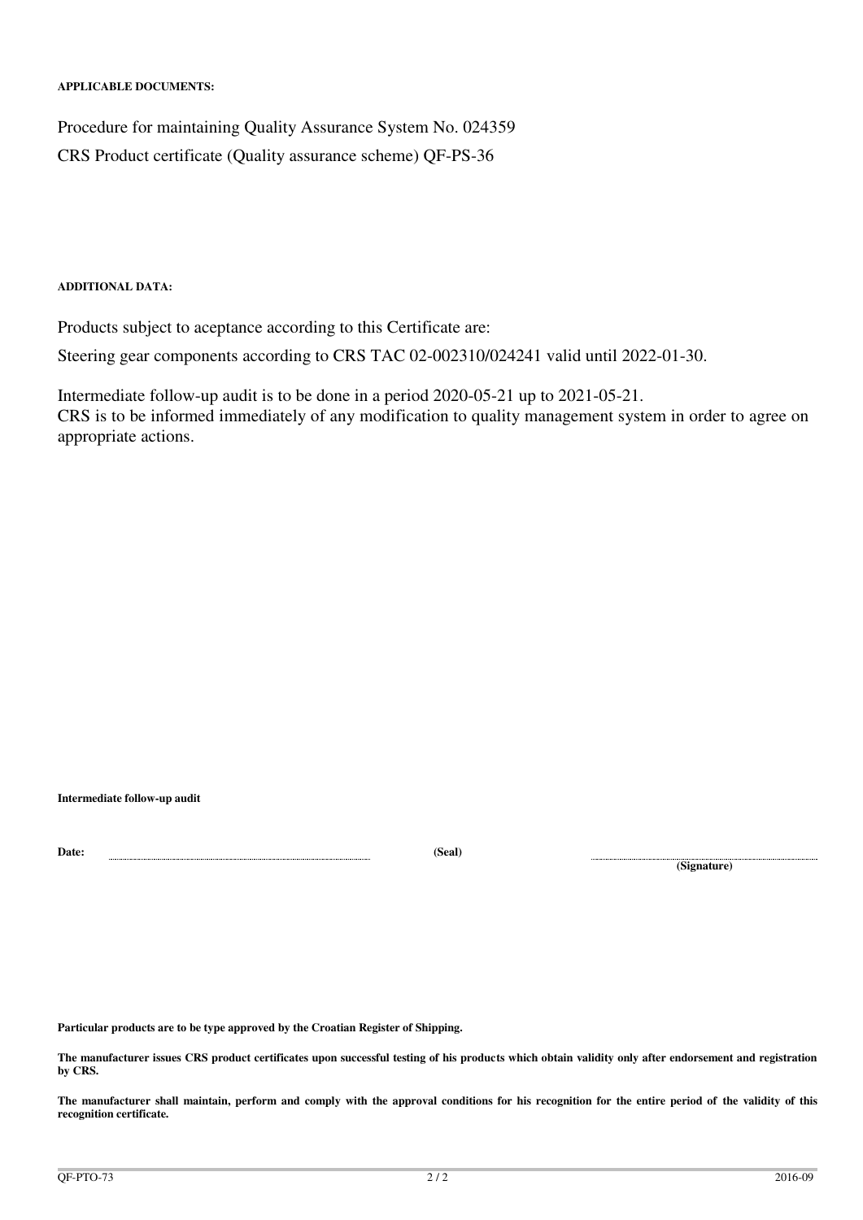**APPLICABLE DOCUMENTS:**

Procedure for maintaining Quality Assurance System No. 024359

CRS Product certificate (Quality assurance scheme) QF-PS-36

**ADDITIONAL DATA:**

Products subject to aceptance according to this Certificate are:

Steering gear components according to CRS TAC 02-002310/024241 valid until 2022-01-30.

Intermediate follow-up audit is to be done in a period 2020-05-21 up to 2021-05-21.
CRS is to be informed immediately of any modification to quality management system in order to agree on appropriate actions.

**Intermediate follow-up audit**

**Date:** .................................................. **(Seal)** ..................................................

**(Signature)**

**Particular products are to be type approved by the Croatian Register of Shipping.**

**The manufacturer issues CRS product certificates upon successful testing of his products which obtain validity only after endorsement and registration by CRS.**

**The manufacturer shall maintain, perform and comply with the approval conditions for his recognition for the entire period of the validity of this recognition certificate.**